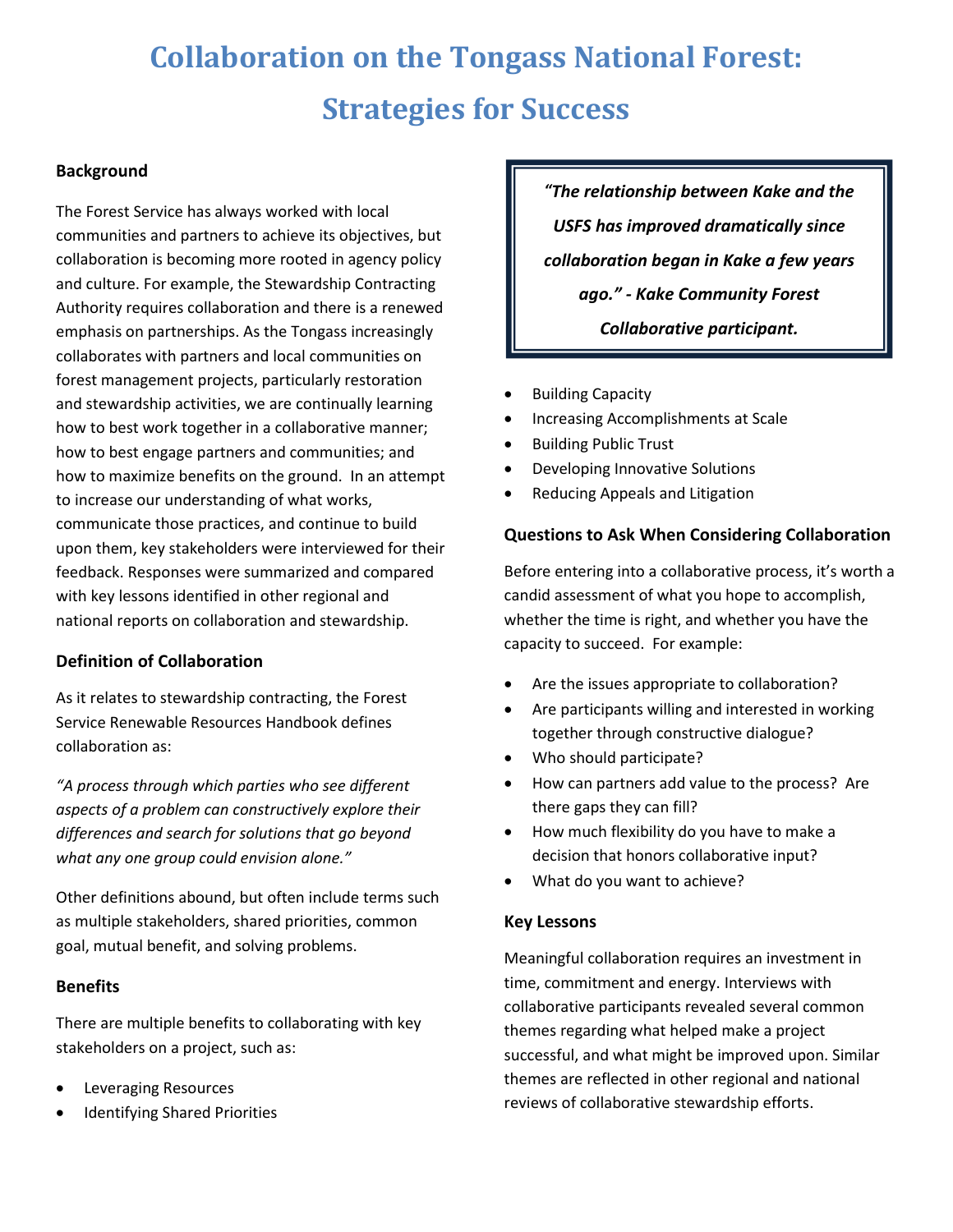# Collaboration on the Tongass National Forest: Strategies for Success

## Background

The Forest Service has always worked with local communities and partners to achieve its objectives, but collaboration is becoming more rooted in agency policy and culture. For example, the Stewardship Contracting Authority requires collaboration and there is a renewed emphasis on partnerships. As the Tongass increasingly collaborates with partners and local communities on forest management projects, particularly restoration and stewardship activities, we are continually learning how to best work together in a collaborative manner; how to best engage partners and communities; and how to maximize benefits on the ground. In an attempt to increase our understanding of what works, communicate those practices, and continue to build upon them, key stakeholders were interviewed for their feedback. Responses were summarized and compared with key lessons identified in other regional and national reports on collaboration and stewardship.

## Definition of Collaboration

As it relates to stewardship contracting, the Forest Service Renewable Resources Handbook defines collaboration as:

*"A process through which parties who see different aspects of a problem can constructively explore their differences and search for solutions that go beyond what any one group could envision alone."*

Other definitions abound, but often include terms such as multiple stakeholders, shared priorities, common goal, mutual benefit, and solving problems.

## Benefits

There are multiple benefits to collaborating with key stakeholders on a project, such as:

- Leveraging Resources
- Identifying Shared Priorities
- Building Capacity
- Increasing Accomplishments at Scale
- Building Public Trust
- Developing Innovative Solutions
- Reducing Appeals and Litigation

> ***"The relationship between Kake and the USFS has improved dramatically since collaboration began in Kake a few years ago." - Kake Community Forest Collaborative participant.***

## Questions to Ask When Considering Collaboration

Before entering into a collaborative process, it's worth a candid assessment of what you hope to accomplish, whether the time is right, and whether you have the capacity to succeed. For example:

- Are the issues appropriate to collaboration?
- Are participants willing and interested in working together through constructive dialogue?
- Who should participate?
- How can partners add value to the process? Are there gaps they can fill?
- How much flexibility do you have to make a decision that honors collaborative input?
- What do you want to achieve?

## Key Lessons

Meaningful collaboration requires an investment in time, commitment and energy. Interviews with collaborative participants revealed several common themes regarding what helped make a project successful, and what might be improved upon. Similar themes are reflected in other regional and national reviews of collaborative stewardship efforts.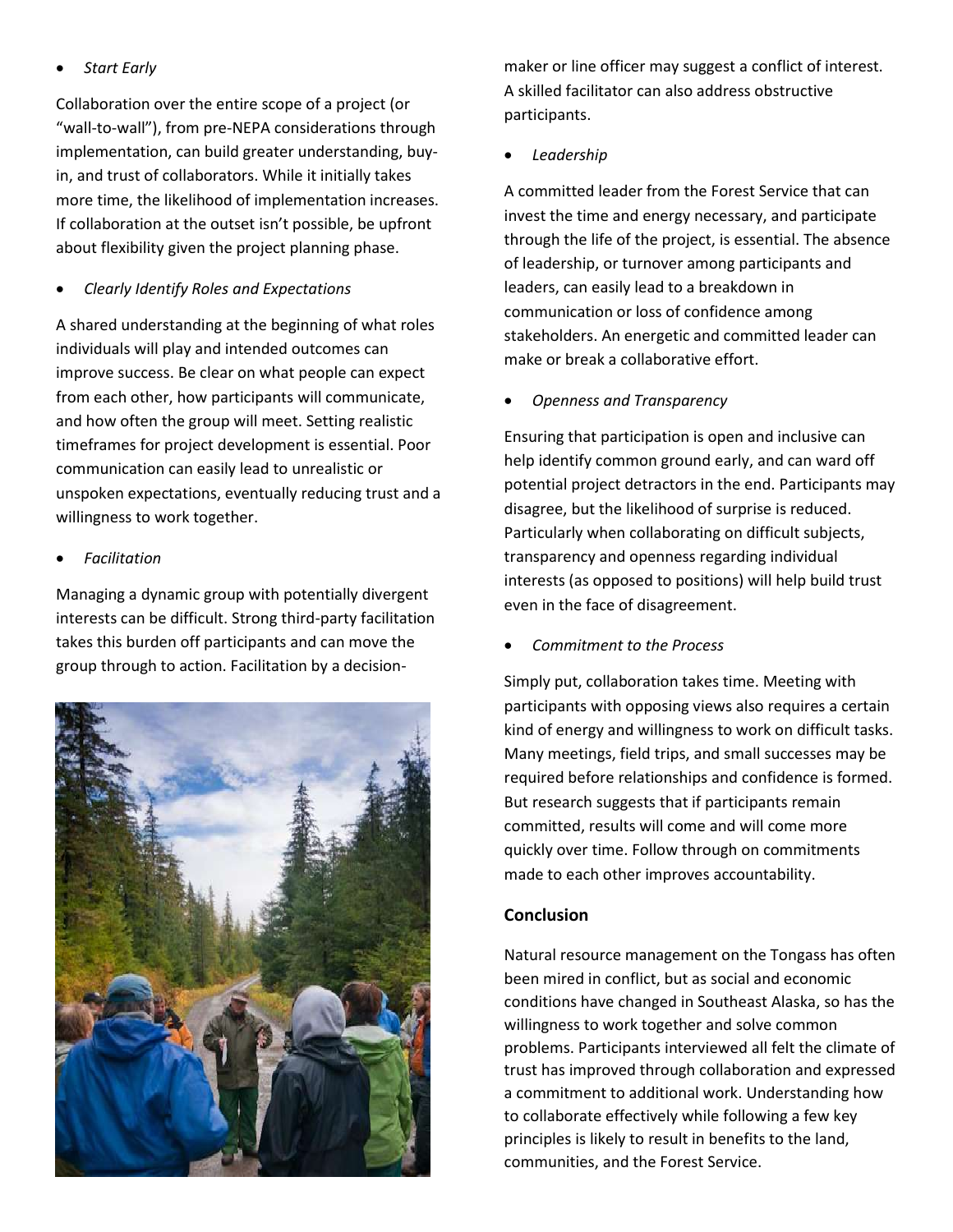- *Start Early*

Collaboration over the entire scope of a project (or "wall-to-wall"), from pre-NEPA considerations through implementation, can build greater understanding, buy-in, and trust of collaborators. While it initially takes more time, the likelihood of implementation increases. If collaboration at the outset isn't possible, be upfront about flexibility given the project planning phase.

- *Clearly Identify Roles and Expectations*

A shared understanding at the beginning of what roles individuals will play and intended outcomes can improve success. Be clear on what people can expect from each other, how participants will communicate, and how often the group will meet. Setting realistic timeframes for project development is essential. Poor communication can easily lead to unrealistic or unspoken expectations, eventually reducing trust and a willingness to work together.

- *Facilitation*

Managing a dynamic group with potentially divergent interests can be difficult. Strong third-party facilitation takes this burden off participants and can move the group through to action. Facilitation by a decision-maker or line officer may suggest a conflict of interest. A skilled facilitator can also address obstructive participants.

- *Leadership*

A committed leader from the Forest Service that can invest the time and energy necessary, and participate through the life of the project, is essential. The absence of leadership, or turnover among participants and leaders, can easily lead to a breakdown in communication or loss of confidence among stakeholders. An energetic and committed leader can make or break a collaborative effort.

- *Openness and Transparency*

Ensuring that participation is open and inclusive can help identify common ground early, and can ward off potential project detractors in the end. Participants may disagree, but the likelihood of surprise is reduced. Particularly when collaborating on difficult subjects, transparency and openness regarding individual interests (as opposed to positions) will help build trust even in the face of disagreement.

- *Commitment to the Process*

Simply put, collaboration takes time. Meeting with participants with opposing views also requires a certain kind of energy and willingness to work on difficult tasks. Many meetings, field trips, and small successes may be required before relationships and confidence is formed. But research suggests that if participants remain committed, results will come and will come more quickly over time. Follow through on commitments made to each other improves accountability.

## Conclusion

Natural resource management on the Tongass has often been mired in conflict, but as social and economic conditions have changed in Southeast Alaska, so has the willingness to work together and solve common problems. Participants interviewed all felt the climate of trust has improved through collaboration and expressed a commitment to additional work. Understanding how to collaborate effectively while following a few key principles is likely to result in benefits to the land, communities, and the Forest Service.